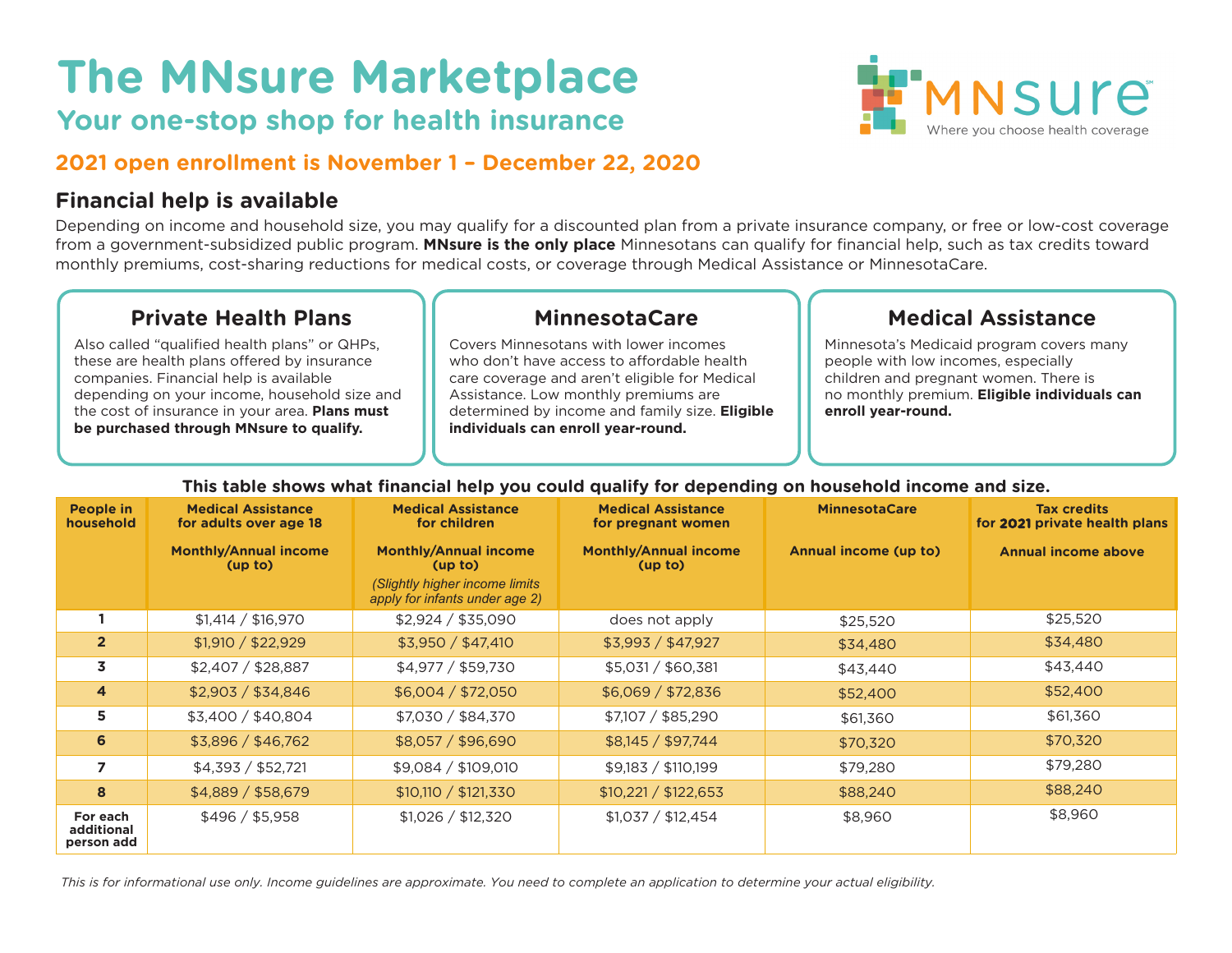# The MNsure Marketplace

## Your one-stop shop for health insurance

MNsure — Where you choose health coverage

**2021 open enrollment is November 1 – December 22, 2020**

## Financial help is available

Depending on income and household size, you may qualify for a discounted plan from a private insurance company, or free or low-cost coverage from a government-subsidized public program. **MNsure is the only place** Minnesotans can qualify for financial help, such as tax credits toward monthly premiums, cost-sharing reductions for medical costs, or coverage through Medical Assistance or MinnesotaCare.

### Private Health Plans

Also called "qualified health plans" or QHPs, these are health plans offered by insurance companies. Financial help is available depending on your income, household size and the cost of insurance in your area. **Plans must be purchased through MNsure to qualify.**

### MinnesotaCare

Covers Minnesotans with lower incomes who don't have access to affordable health care coverage and aren't eligible for Medical Assistance. Low monthly premiums are determined by income and family size. **Eligible individuals can enroll year-round.**

### Medical Assistance

Minnesota's Medicaid program covers many people with low incomes, especially children and pregnant women. There is no monthly premium. **Eligible individuals can enroll year-round.**

**This table shows what financial help you could qualify for depending on household income and size.**

| People in household | Medical Assistance for adults over age 18<br>Monthly/Annual income (up to) | Medical Assistance for children<br>Monthly/Annual income (up to)<br>*(Slightly higher income limits apply for infants under age 2)* | Medical Assistance for pregnant women<br>Monthly/Annual income (up to) | MinnesotaCare<br>Annual income (up to) | Tax credits for 2021 private health plans<br>Annual income above |
|---|---|---|---|---|---|
| 1 | $1,414 / $16,970 | $2,924 / $35,090 | does not apply | $25,520 | $25,520 |
| 2 | $1,910 / $22,929 | $3,950 / $47,410 | $3,993 / $47,927 | $34,480 | $34,480 |
| 3 | $2,407 / $28,887 | $4,977 / $59,730 | $5,031 / $60,381 | $43,440 | $43,440 |
| 4 | $2,903 / $34,846 | $6,004 / $72,050 | $6,069 / $72,836 | $52,400 | $52,400 |
| 5 | $3,400 / $40,804 | $7,030 / $84,370 | $7,107 / $85,290 | $61,360 | $61,360 |
| 6 | $3,896 / $46,762 | $8,057 / $96,690 | $8,145 / $97,744 | $70,320 | $70,320 |
| 7 | $4,393 / $52,721 | $9,084 / $109,010 | $9,183 / $110,199 | $79,280 | $79,280 |
| 8 | $4,889 / $58,679 | $10,110 / $121,330 | $10,221 / $122,653 | $88,240 | $88,240 |
| For each additional person add | $496 / $5,958 | $1,026 / $12,320 | $1,037 / $12,454 | $8,960 | $8,960 |

*This is for informational use only. Income guidelines are approximate. You need to complete an application to determine your actual eligibility.*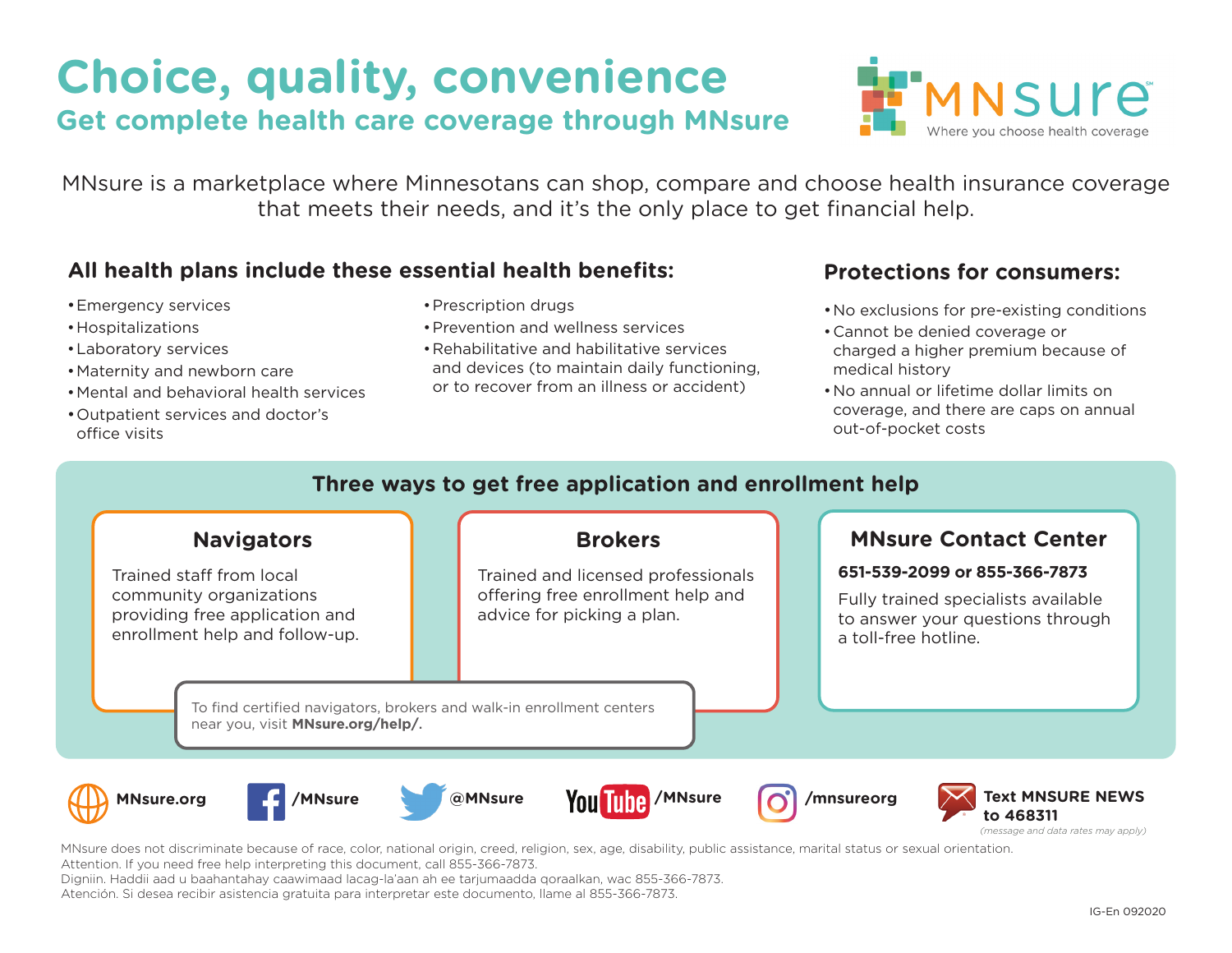# Choice, quality, convenience

## Get complete health care coverage through MNsure

MNsure
Where you choose health coverage

MNsure is a marketplace where Minnesotans can shop, compare and choose health insurance coverage that meets their needs, and it's the only place to get financial help.

### All health plans include these essential health benefits:

- Emergency services
- Hospitalizations
- Laboratory services
- Maternity and newborn care
- Mental and behavioral health services
- Outpatient services and doctor's office visits
- Prescription drugs
- Prevention and wellness services
- Rehabilitative and habilitative services and devices (to maintain daily functioning, or to recover from an illness or accident)

### Protections for consumers:

- No exclusions for pre-existing conditions
- Cannot be denied coverage or charged a higher premium because of medical history
- No annual or lifetime dollar limits on coverage, and there are caps on annual out-of-pocket costs

### Three ways to get free application and enrollment help

#### Navigators

Trained staff from local community organizations providing free application and enrollment help and follow-up.

#### Brokers

Trained and licensed professionals offering free enrollment help and advice for picking a plan.

#### MNsure Contact Center

**651-539-2099 or 855-366-7873**

Fully trained specialists available to answer your questions through a toll-free hotline.

To find certified navigators, brokers and walk-in enrollment centers near you, visit **MNsure.org/help/.**

**MNsure.org** **/MNsure** **@MNsure** **/MNsure** **/mnsureorg** **Text MNSURE NEWS to 468311**

*(message and data rates may apply)*

MNsure does not discriminate because of race, color, national origin, creed, religion, sex, age, disability, public assistance, marital status or sexual orientation.
Attention. If you need free help interpreting this document, call 855-366-7873.
Digniin. Haddii aad u baahantahay caawimaad lacag-la'aan ah ee tarjumaadda qoraalkan, wac 855-366-7873.
Atención. Si desea recibir asistencia gratuita para interpretar este documento, llame al 855-366-7873.

IG-En 092020